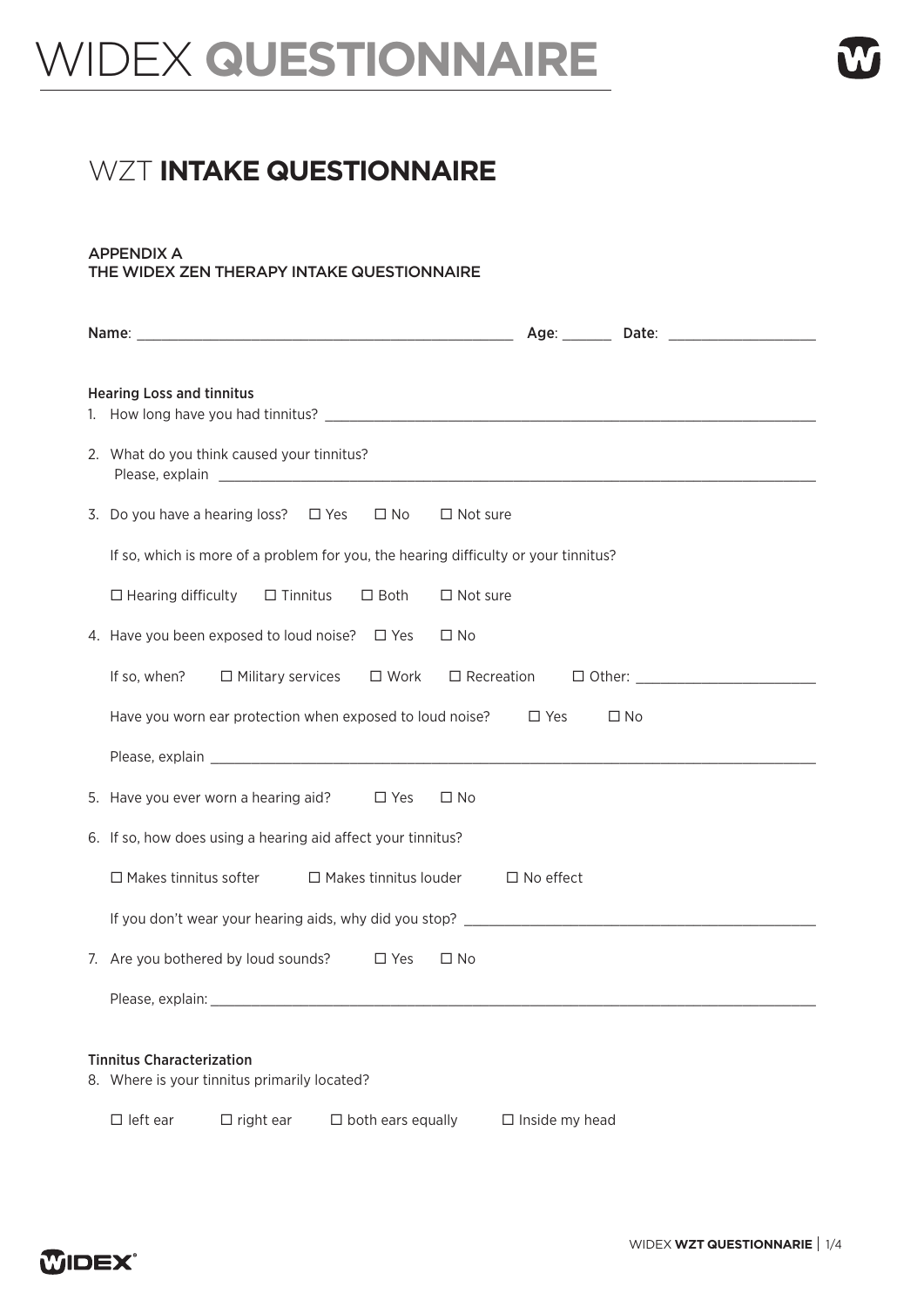# WIDEX **QUESTIONNAIRE**

## WZT **INTAKE QUESTIONNAIRE**

APPENDIX A
THE WIDEX ZEN THERAPY INTAKE QUESTIONNAIRE

Name: ______________________________________________ Age: ______ Date: __________________

**Hearing Loss and tinnitus**

1. How long have you had tinnitus? ______________________________________________

2. What do you think caused your tinnitus?
   Please, explain ______________________________________________

3. Do you have a hearing loss? ☐ Yes ☐ No ☐ Not sure

   If so, which is more of a problem for you, the hearing difficulty or your tinnitus?

   ☐ Hearing difficulty ☐ Tinnitus ☐ Both ☐ Not sure

4. Have you been exposed to loud noise? ☐ Yes ☐ No

   If so, when? ☐ Military services ☐ Work ☐ Recreation ☐ Other: ______________________

   Have you worn ear protection when exposed to loud noise? ☐ Yes ☐ No

   Please, explain ______________________________________________

5. Have you ever worn a hearing aid? ☐ Yes ☐ No

6. If so, how does using a hearing aid affect your tinnitus?

   ☐ Makes tinnitus softer ☐ Makes tinnitus louder ☐ No effect

   If you don't wear your hearing aids, why did you stop? ______________________________________________

7. Are you bothered by loud sounds? ☐ Yes ☐ No

   Please, explain: ______________________________________________

**Tinnitus Characterization**

8. Where is your tinnitus primarily located?

   ☐ left ear ☐ right ear ☐ both ears equally ☐ Inside my head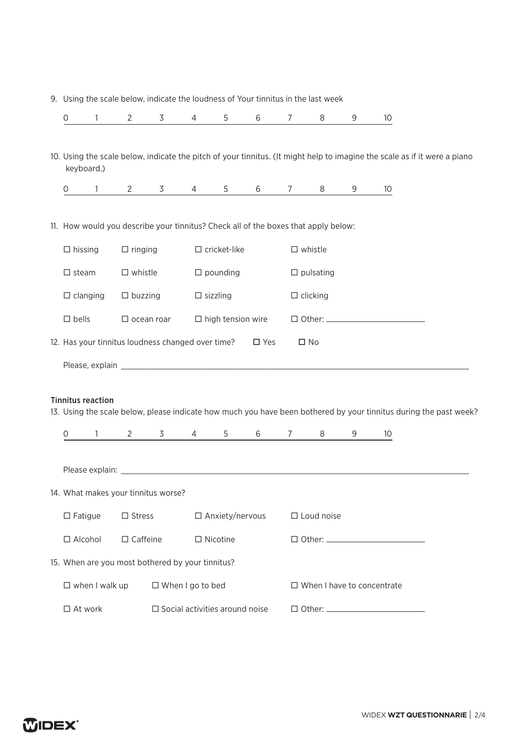9. Using the scale below, indicate the loudness of Your tinnitus in the last week

0 1 2 3 4 5 6 7 8 9 10

10. Using the scale below, indicate the pitch of your tinnitus. (It might help to imagine the scale as if it were a piano keyboard.)

0 1 2 3 4 5 6 7 8 9 10

11. How would you describe your tinnitus? Check all of the boxes that apply below:

☐ hissing ☐ ringing ☐ cricket-like ☐ whistle

☐ steam ☐ whistle ☐ pounding ☐ pulsating

☐ clanging ☐ buzzing ☐ sizzling ☐ clicking

☐ bells ☐ ocean roar ☐ high tension wire ☐ Other: ______________________

12. Has your tinnitus loudness changed over time? ☐ Yes ☐ No

Please, explain ________________________________________________________________

### Tinnitus reaction

13. Using the scale below, please indicate how much you have been bothered by your tinnitus during the past week?

0 1 2 3 4 5 6 7 8 9 10

Please explain: ________________________________________________________________

14. What makes your tinnitus worse?

☐ Fatigue ☐ Stress ☐ Anxiety/nervous ☐ Loud noise

☐ Alcohol ☐ Caffeine ☐ Nicotine ☐ Other: ______________________

15. When are you most bothered by your tinnitus?

☐ when I walk up ☐ When I go to bed ☐ When I have to concentrate

☐ At work ☐ Social activities around noise ☐ Other: ______________________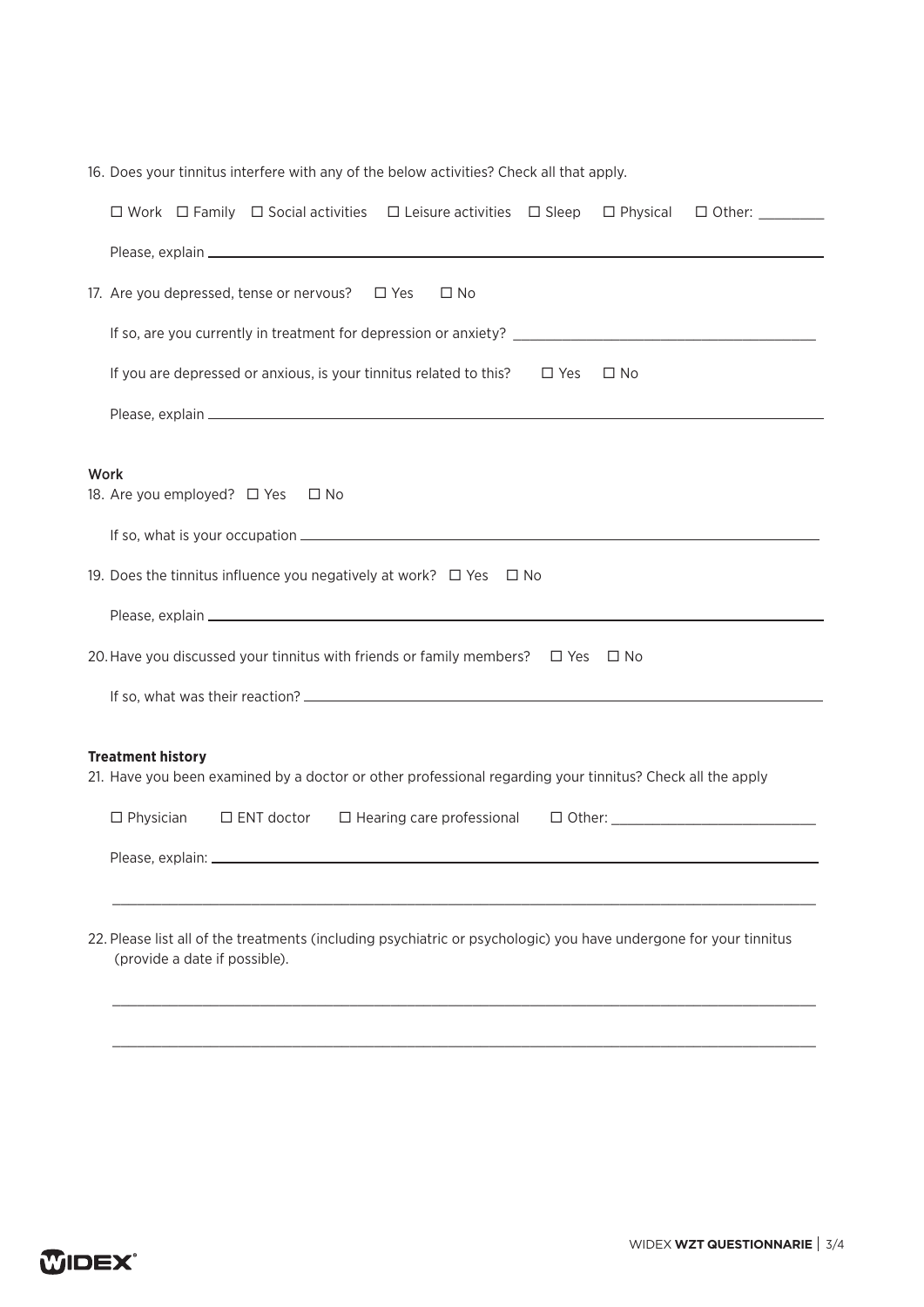16. Does your tinnitus interfere with any of the below activities? Check all that apply.

    ☐ Work ☐ Family ☐ Social activities ☐ Leisure activities ☐ Sleep ☐ Physical ☐ Other: ________

    Please, explain ________________________________________________________________

17. Are you depressed, tense or nervous? ☐ Yes ☐ No

    If so, are you currently in treatment for depression or anxiety? ______________________________

    If you are depressed or anxious, is your tinnitus related to this? ☐ Yes ☐ No

    Please, explain ________________________________________________________________

**Work**

18. Are you employed? ☐ Yes ☐ No

    If so, what is your occupation ________________________________________________________

19. Does the tinnitus influence you negatively at work? ☐ Yes ☐ No

    Please, explain ________________________________________________________________

20. Have you discussed your tinnitus with friends or family members? ☐ Yes ☐ No

    If so, what was their reaction? ________________________________________________________

**Treatment history**

21. Have you been examined by a doctor or other professional regarding your tinnitus? Check all the apply

    ☐ Physician ☐ ENT doctor ☐ Hearing care professional ☐ Other: ______________________

    Please, explain: ________________________________________________________________

    ________________________________________________________________________________

22. Please list all of the treatments (including psychiatric or psychologic) you have undergone for your tinnitus (provide a date if possible).

    ________________________________________________________________________________

    ________________________________________________________________________________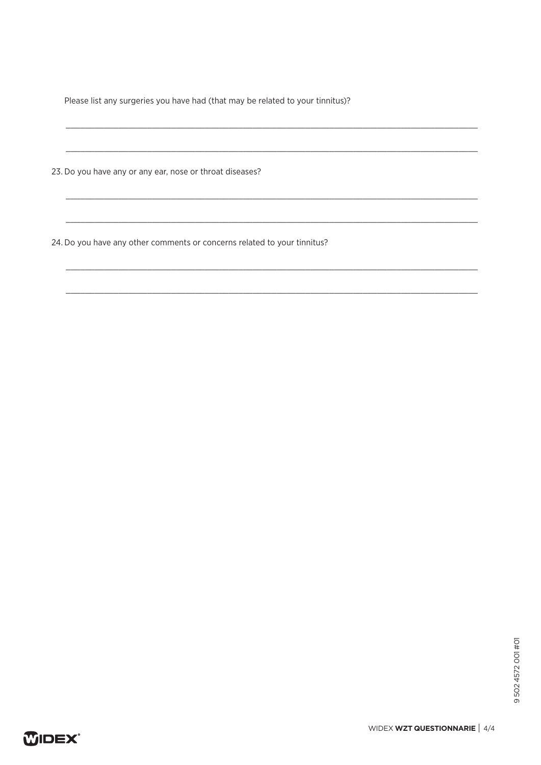Please list any surgeries you have had (that may be related to your tinnitus)?

\_\_\_\_\_\_\_\_\_\_\_\_\_\_\_\_\_\_\_\_\_\_\_\_\_\_\_\_\_\_\_\_\_\_\_\_\_\_\_\_\_\_\_\_\_\_\_\_\_\_\_\_\_\_\_\_\_\_\_\_\_\_\_\_\_\_\_\_\_\_\_\_\_\_\_\_\_\_

\_\_\_\_\_\_\_\_\_\_\_\_\_\_\_\_\_\_\_\_\_\_\_\_\_\_\_\_\_\_\_\_\_\_\_\_\_\_\_\_\_\_\_\_\_\_\_\_\_\_\_\_\_\_\_\_\_\_\_\_\_\_\_\_\_\_\_\_\_\_\_\_\_\_\_\_\_\_

23. Do you have any or any ear, nose or throat diseases?

\_\_\_\_\_\_\_\_\_\_\_\_\_\_\_\_\_\_\_\_\_\_\_\_\_\_\_\_\_\_\_\_\_\_\_\_\_\_\_\_\_\_\_\_\_\_\_\_\_\_\_\_\_\_\_\_\_\_\_\_\_\_\_\_\_\_\_\_\_\_\_\_\_\_\_\_\_\_

\_\_\_\_\_\_\_\_\_\_\_\_\_\_\_\_\_\_\_\_\_\_\_\_\_\_\_\_\_\_\_\_\_\_\_\_\_\_\_\_\_\_\_\_\_\_\_\_\_\_\_\_\_\_\_\_\_\_\_\_\_\_\_\_\_\_\_\_\_\_\_\_\_\_\_\_\_\_

24. Do you have any other comments or concerns related to your tinnitus?

\_\_\_\_\_\_\_\_\_\_\_\_\_\_\_\_\_\_\_\_\_\_\_\_\_\_\_\_\_\_\_\_\_\_\_\_\_\_\_\_\_\_\_\_\_\_\_\_\_\_\_\_\_\_\_\_\_\_\_\_\_\_\_\_\_\_\_\_\_\_\_\_\_\_\_\_\_\_

\_\_\_\_\_\_\_\_\_\_\_\_\_\_\_\_\_\_\_\_\_\_\_\_\_\_\_\_\_\_\_\_\_\_\_\_\_\_\_\_\_\_\_\_\_\_\_\_\_\_\_\_\_\_\_\_\_\_\_\_\_\_\_\_\_\_\_\_\_\_\_\_\_\_\_\_\_\_

9 502 4572 001 #01

WIDEX